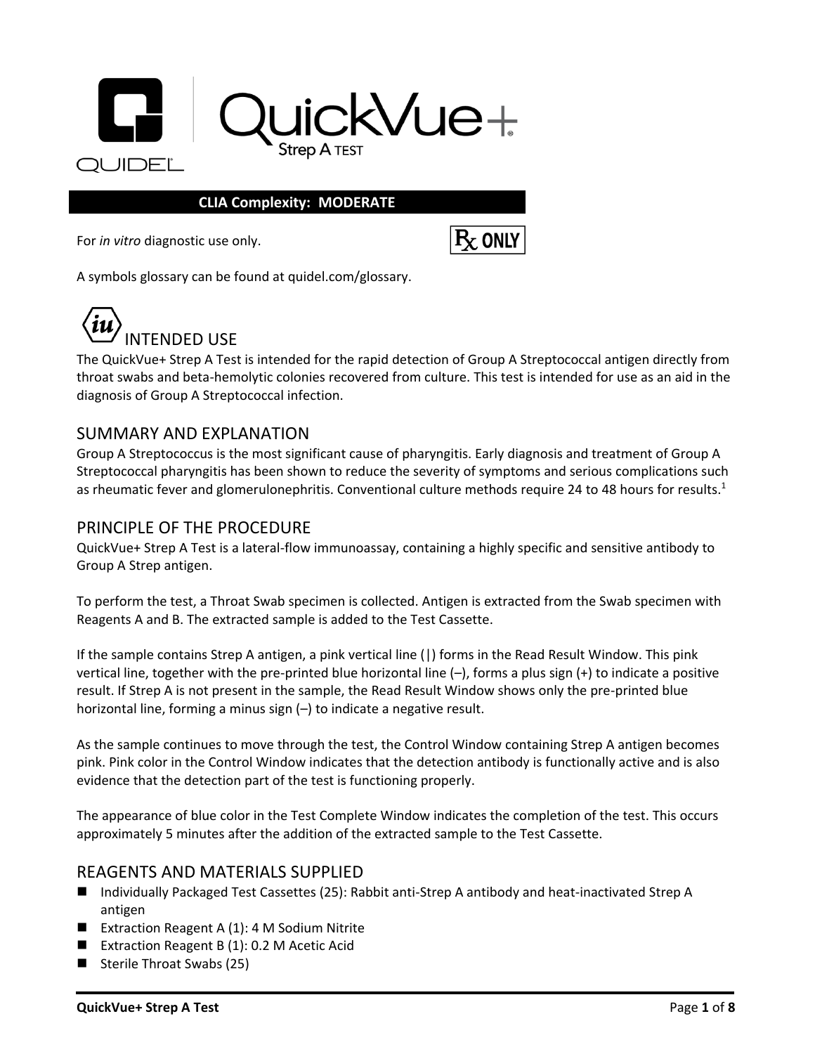# QuickVue+ Strep A TEST

QUIDEL

**CLIA Complexity: MODERATE**

For *in vitro* diagnostic use only.

Rx ONLY

A symbols glossary can be found at quidel.com/glossary.

## INTENDED USE

The QuickVue+ Strep A Test is intended for the rapid detection of Group A Streptococcal antigen directly from throat swabs and beta-hemolytic colonies recovered from culture. This test is intended for use as an aid in the diagnosis of Group A Streptococcal infection.

## SUMMARY AND EXPLANATION

Group A Streptococcus is the most significant cause of pharyngitis. Early diagnosis and treatment of Group A Streptococcal pharyngitis has been shown to reduce the severity of symptoms and serious complications such as rheumatic fever and glomerulonephritis. Conventional culture methods require 24 to 48 hours for results.[1]

## PRINCIPLE OF THE PROCEDURE

QuickVue+ Strep A Test is a lateral-flow immunoassay, containing a highly specific and sensitive antibody to Group A Strep antigen.

To perform the test, a Throat Swab specimen is collected. Antigen is extracted from the Swab specimen with Reagents A and B. The extracted sample is added to the Test Cassette.

If the sample contains Strep A antigen, a pink vertical line (|) forms in the Read Result Window. This pink vertical line, together with the pre-printed blue horizontal line (–), forms a plus sign (+) to indicate a positive result. If Strep A is not present in the sample, the Read Result Window shows only the pre-printed blue horizontal line, forming a minus sign (–) to indicate a negative result.

As the sample continues to move through the test, the Control Window containing Strep A antigen becomes pink. Pink color in the Control Window indicates that the detection antibody is functionally active and is also evidence that the detection part of the test is functioning properly.

The appearance of blue color in the Test Complete Window indicates the completion of the test. This occurs approximately 5 minutes after the addition of the extracted sample to the Test Cassette.

## REAGENTS AND MATERIALS SUPPLIED

- Individually Packaged Test Cassettes (25): Rabbit anti-Strep A antibody and heat-inactivated Strep A antigen
- Extraction Reagent A (1): 4 M Sodium Nitrite
- Extraction Reagent B (1): 0.2 M Acetic Acid
- Sterile Throat Swabs (25)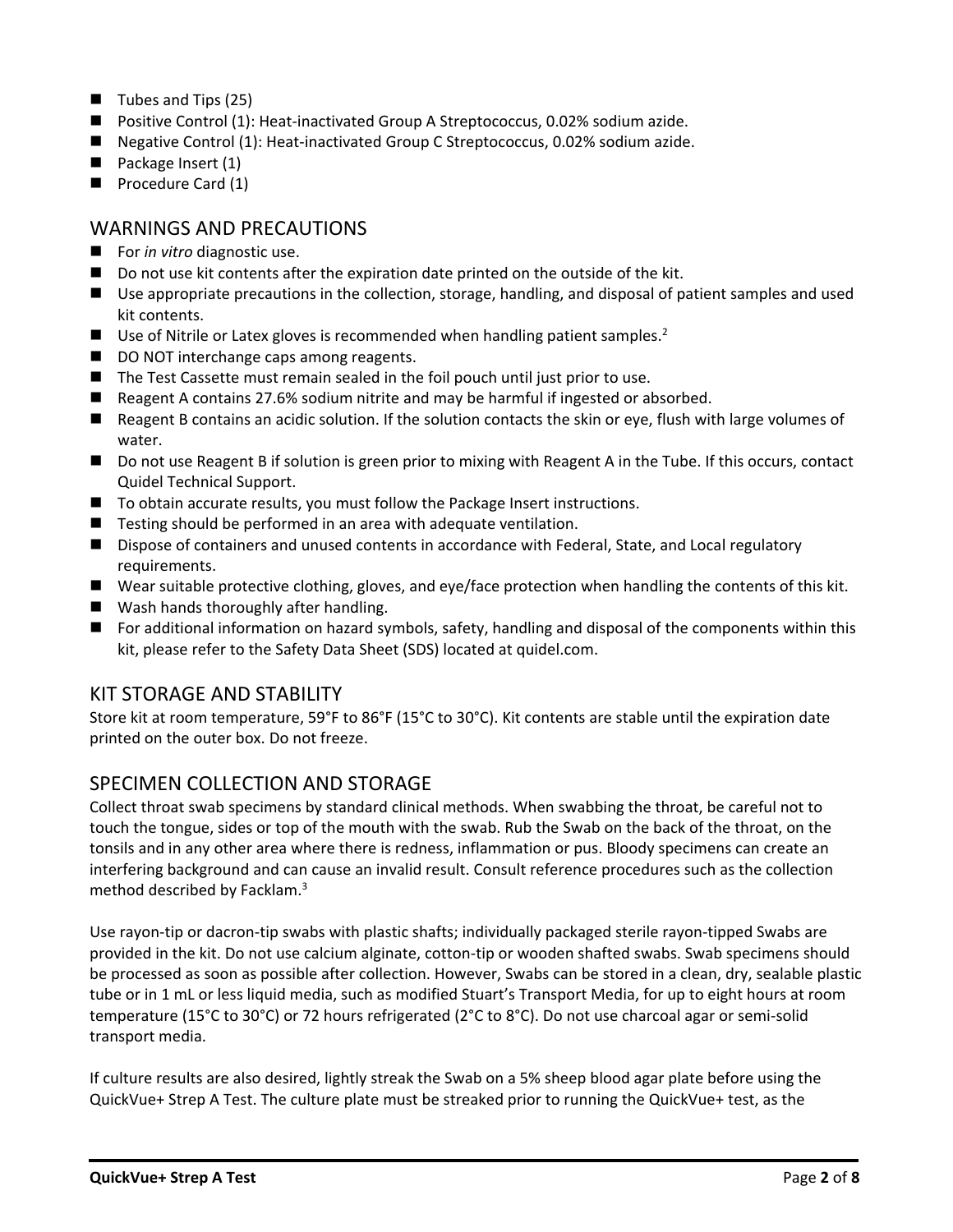- Tubes and Tips (25)
- Positive Control (1): Heat-inactivated Group A Streptococcus, 0.02% sodium azide.
- Negative Control (1): Heat-inactivated Group C Streptococcus, 0.02% sodium azide.
- Package Insert (1)
- Procedure Card (1)

## WARNINGS AND PRECAUTIONS

- For *in vitro* diagnostic use.
- Do not use kit contents after the expiration date printed on the outside of the kit.
- Use appropriate precautions in the collection, storage, handling, and disposal of patient samples and used kit contents.
- Use of Nitrile or Latex gloves is recommended when handling patient samples.[2]
- DO NOT interchange caps among reagents.
- The Test Cassette must remain sealed in the foil pouch until just prior to use.
- Reagent A contains 27.6% sodium nitrite and may be harmful if ingested or absorbed.
- Reagent B contains an acidic solution. If the solution contacts the skin or eye, flush with large volumes of water.
- Do not use Reagent B if solution is green prior to mixing with Reagent A in the Tube. If this occurs, contact Quidel Technical Support.
- To obtain accurate results, you must follow the Package Insert instructions.
- Testing should be performed in an area with adequate ventilation.
- Dispose of containers and unused contents in accordance with Federal, State, and Local regulatory requirements.
- Wear suitable protective clothing, gloves, and eye/face protection when handling the contents of this kit.
- Wash hands thoroughly after handling.
- For additional information on hazard symbols, safety, handling and disposal of the components within this kit, please refer to the Safety Data Sheet (SDS) located at quidel.com.

## KIT STORAGE AND STABILITY

Store kit at room temperature, 59°F to 86°F (15°C to 30°C). Kit contents are stable until the expiration date printed on the outer box. Do not freeze.

## SPECIMEN COLLECTION AND STORAGE

Collect throat swab specimens by standard clinical methods. When swabbing the throat, be careful not to touch the tongue, sides or top of the mouth with the swab. Rub the Swab on the back of the throat, on the tonsils and in any other area where there is redness, inflammation or pus. Bloody specimens can create an interfering background and can cause an invalid result. Consult reference procedures such as the collection method described by Facklam.[3]

Use rayon-tip or dacron-tip swabs with plastic shafts; individually packaged sterile rayon-tipped Swabs are provided in the kit. Do not use calcium alginate, cotton-tip or wooden shafted swabs. Swab specimens should be processed as soon as possible after collection. However, Swabs can be stored in a clean, dry, sealable plastic tube or in 1 mL or less liquid media, such as modified Stuart's Transport Media, for up to eight hours at room temperature (15°C to 30°C) or 72 hours refrigerated (2°C to 8°C). Do not use charcoal agar or semi-solid transport media.

If culture results are also desired, lightly streak the Swab on a 5% sheep blood agar plate before using the QuickVue+ Strep A Test. The culture plate must be streaked prior to running the QuickVue+ test, as the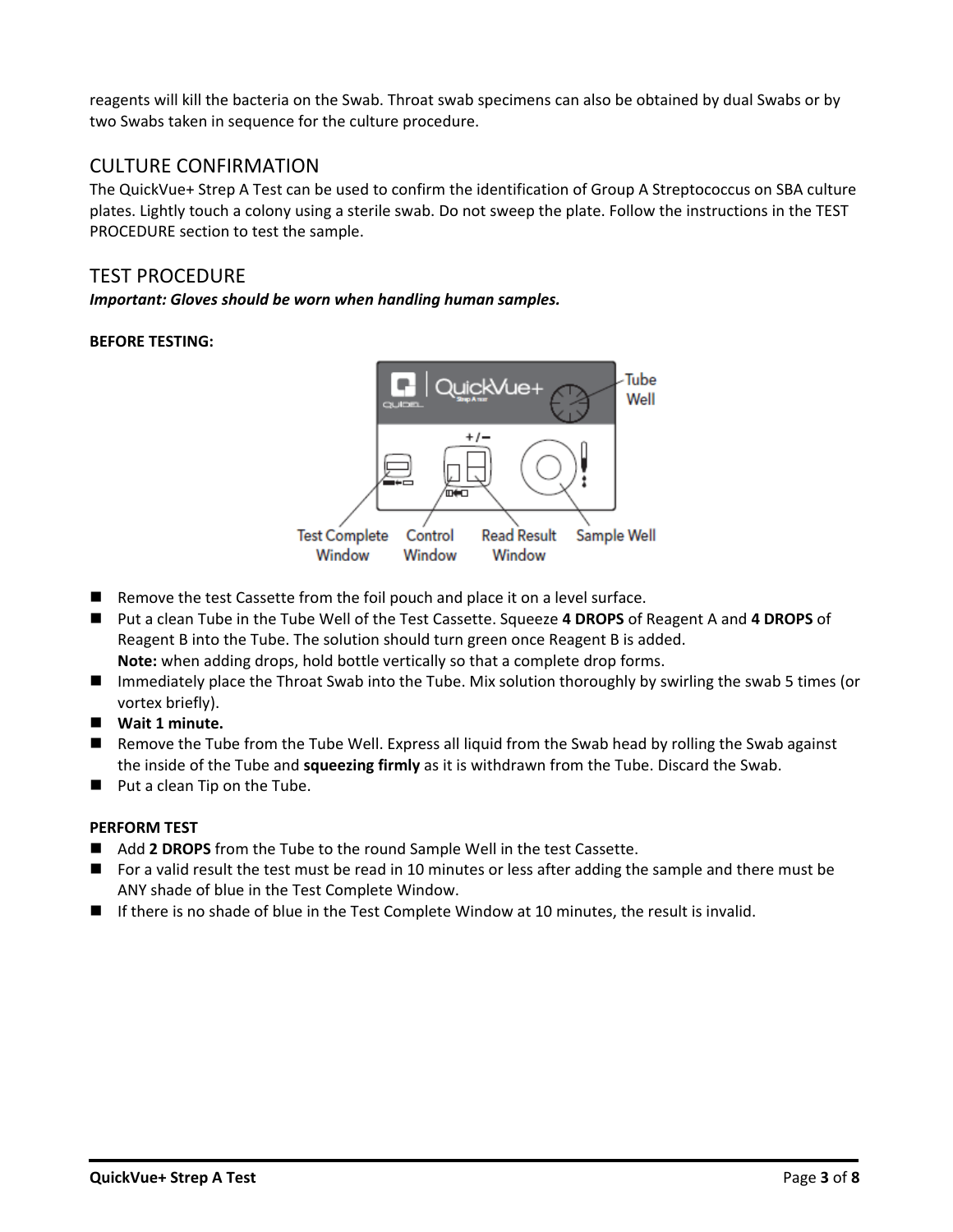reagents will kill the bacteria on the Swab. Throat swab specimens can also be obtained by dual Swabs or by two Swabs taken in sequence for the culture procedure.

## CULTURE CONFIRMATION

The QuickVue+ Strep A Test can be used to confirm the identification of Group A Streptococcus on SBA culture plates. Lightly touch a colony using a sterile swab. Do not sweep the plate. Follow the instructions in the TEST PROCEDURE section to test the sample.

## TEST PROCEDURE

***Important: Gloves should be worn when handling human samples.***

**BEFORE TESTING:**

- Remove the test Cassette from the foil pouch and place it on a level surface.
- Put a clean Tube in the Tube Well of the Test Cassette. Squeeze **4 DROPS** of Reagent A and **4 DROPS** of Reagent B into the Tube. The solution should turn green once Reagent B is added.
  **Note:** when adding drops, hold bottle vertically so that a complete drop forms.
- Immediately place the Throat Swab into the Tube. Mix solution thoroughly by swirling the swab 5 times (or vortex briefly).
- **Wait 1 minute.**
- Remove the Tube from the Tube Well. Express all liquid from the Swab head by rolling the Swab against the inside of the Tube and **squeezing firmly** as it is withdrawn from the Tube. Discard the Swab.
- Put a clean Tip on the Tube.

**PERFORM TEST**

- Add **2 DROPS** from the Tube to the round Sample Well in the test Cassette.
- For a valid result the test must be read in 10 minutes or less after adding the sample and there must be ANY shade of blue in the Test Complete Window.
- If there is no shade of blue in the Test Complete Window at 10 minutes, the result is invalid.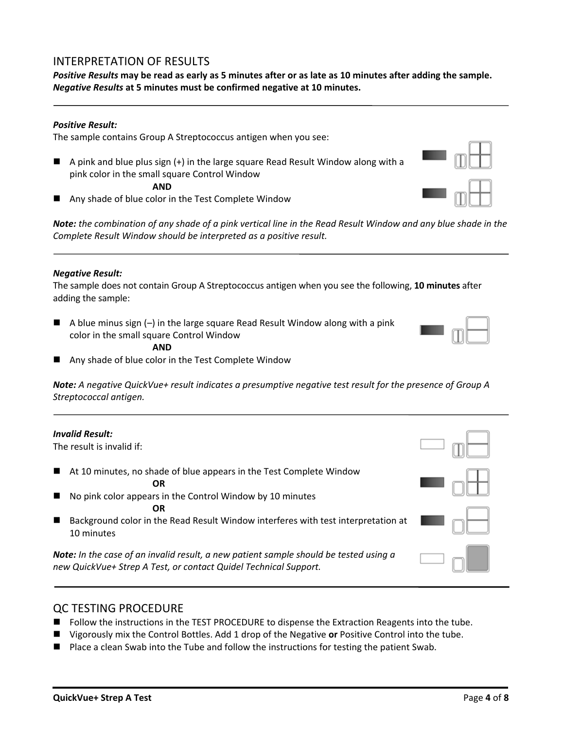## INTERPRETATION OF RESULTS

***Positive Results*** **may be read as early as 5 minutes after or as late as 10 minutes after adding the sample.**
***Negative Results*** **at 5 minutes must be confirmed negative at 10 minutes.**

---

***Positive Result:***

The sample contains Group A Streptococcus antigen when you see:

- A pink and blue plus sign (+) in the large square Read Result Window along with a pink color in the small square Control Window

  **AND**

- Any shade of blue color in the Test Complete Window

***Note:*** *the combination of any shade of a pink vertical line in the Read Result Window and any blue shade in the Complete Result Window should be interpreted as a positive result.*

---

***Negative Result:***

The sample does not contain Group A Streptococcus antigen when you see the following, **10 minutes** after adding the sample:

- A blue minus sign (–) in the large square Read Result Window along with a pink color in the small square Control Window

  **AND**

- Any shade of blue color in the Test Complete Window

***Note:*** *A negative QuickVue+ result indicates a presumptive negative test result for the presence of Group A Streptococcal antigen.*

---

***Invalid Result:***

The result is invalid if:

- At 10 minutes, no shade of blue appears in the Test Complete Window

  **OR**

- No pink color appears in the Control Window by 10 minutes

  **OR**

- Background color in the Read Result Window interferes with test interpretation at 10 minutes

***Note:*** *In the case of an invalid result, a new patient sample should be tested using a new QuickVue+ Strep A Test, or contact Quidel Technical Support.*

---

## QC TESTING PROCEDURE

- Follow the instructions in the TEST PROCEDURE to dispense the Extraction Reagents into the tube.
- Vigorously mix the Control Bottles. Add 1 drop of the Negative **or** Positive Control into the tube.
- Place a clean Swab into the Tube and follow the instructions for testing the patient Swab.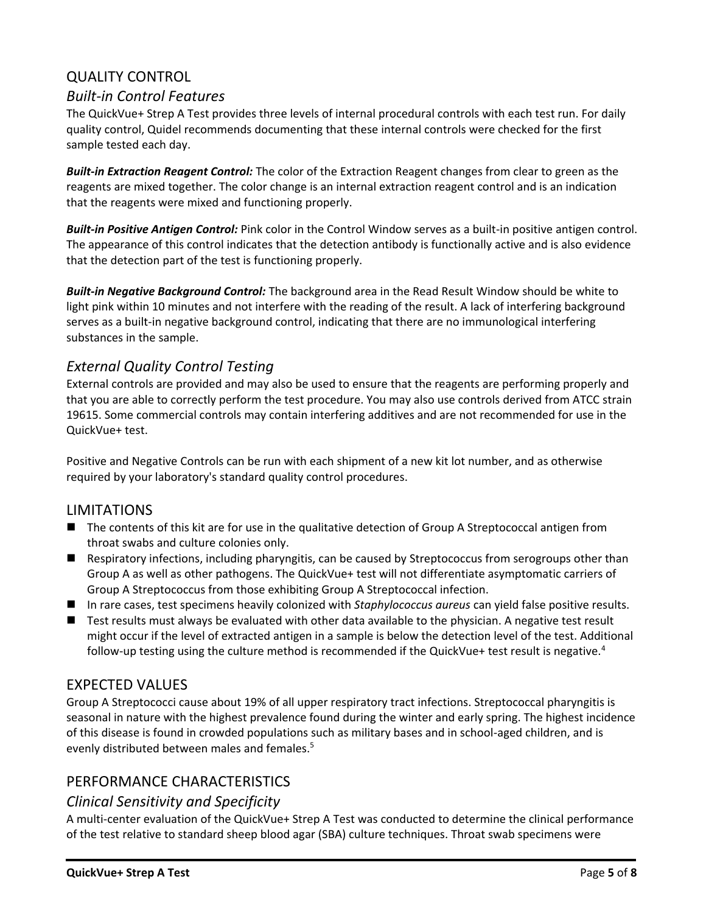## QUALITY CONTROL

### *Built-in Control Features*

The QuickVue+ Strep A Test provides three levels of internal procedural controls with each test run. For daily quality control, Quidel recommends documenting that these internal controls were checked for the first sample tested each day.

***Built-in Extraction Reagent Control:*** The color of the Extraction Reagent changes from clear to green as the reagents are mixed together. The color change is an internal extraction reagent control and is an indication that the reagents were mixed and functioning properly.

***Built-in Positive Antigen Control:*** Pink color in the Control Window serves as a built-in positive antigen control. The appearance of this control indicates that the detection antibody is functionally active and is also evidence that the detection part of the test is functioning properly.

***Built-in Negative Background Control:*** The background area in the Read Result Window should be white to light pink within 10 minutes and not interfere with the reading of the result. A lack of interfering background serves as a built-in negative background control, indicating that there are no immunological interfering substances in the sample.

### *External Quality Control Testing*

External controls are provided and may also be used to ensure that the reagents are performing properly and that you are able to correctly perform the test procedure. You may also use controls derived from ATCC strain 19615. Some commercial controls may contain interfering additives and are not recommended for use in the QuickVue+ test.

Positive and Negative Controls can be run with each shipment of a new kit lot number, and as otherwise required by your laboratory's standard quality control procedures.

## LIMITATIONS

- The contents of this kit are for use in the qualitative detection of Group A Streptococcal antigen from throat swabs and culture colonies only.
- Respiratory infections, including pharyngitis, can be caused by Streptococcus from serogroups other than Group A as well as other pathogens. The QuickVue+ test will not differentiate asymptomatic carriers of Group A Streptococcus from those exhibiting Group A Streptococcal infection.
- In rare cases, test specimens heavily colonized with *Staphylococcus aureus* can yield false positive results.
- Test results must always be evaluated with other data available to the physician. A negative test result might occur if the level of extracted antigen in a sample is below the detection level of the test. Additional follow-up testing using the culture method is recommended if the QuickVue+ test result is negative.[4]

## EXPECTED VALUES

Group A Streptococci cause about 19% of all upper respiratory tract infections. Streptococcal pharyngitis is seasonal in nature with the highest prevalence found during the winter and early spring. The highest incidence of this disease is found in crowded populations such as military bases and in school-aged children, and is evenly distributed between males and females.[5]

## PERFORMANCE CHARACTERISTICS

### *Clinical Sensitivity and Specificity*

A multi-center evaluation of the QuickVue+ Strep A Test was conducted to determine the clinical performance of the test relative to standard sheep blood agar (SBA) culture techniques. Throat swab specimens were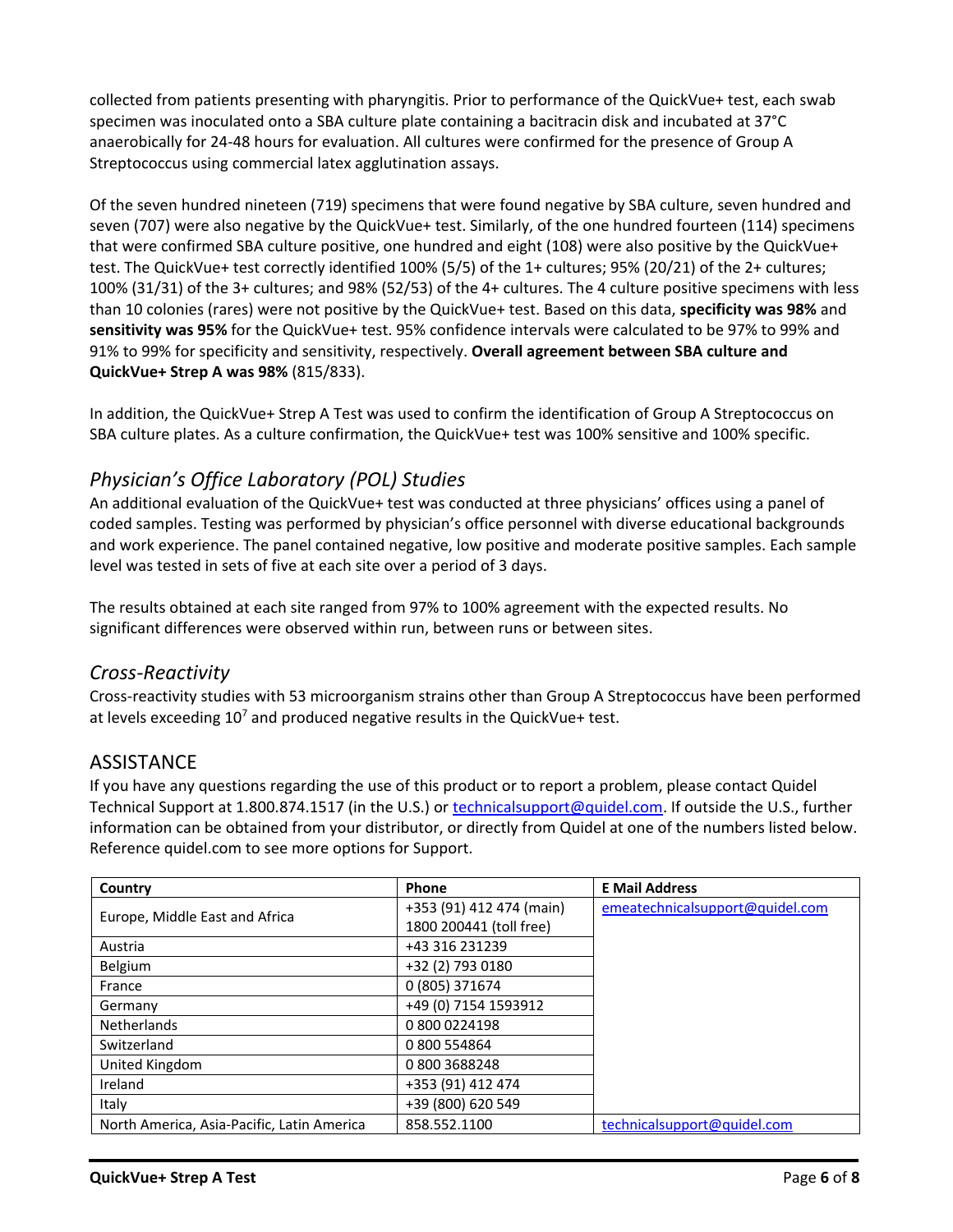collected from patients presenting with pharyngitis. Prior to performance of the QuickVue+ test, each swab specimen was inoculated onto a SBA culture plate containing a bacitracin disk and incubated at 37°C anaerobically for 24-48 hours for evaluation. All cultures were confirmed for the presence of Group A Streptococcus using commercial latex agglutination assays.

Of the seven hundred nineteen (719) specimens that were found negative by SBA culture, seven hundred and seven (707) were also negative by the QuickVue+ test. Similarly, of the one hundred fourteen (114) specimens that were confirmed SBA culture positive, one hundred and eight (108) were also positive by the QuickVue+ test. The QuickVue+ test correctly identified 100% (5/5) of the 1+ cultures; 95% (20/21) of the 2+ cultures; 100% (31/31) of the 3+ cultures; and 98% (52/53) of the 4+ cultures. The 4 culture positive specimens with less than 10 colonies (rares) were not positive by the QuickVue+ test. Based on this data, **specificity was 98%** and **sensitivity was 95%** for the QuickVue+ test. 95% confidence intervals were calculated to be 97% to 99% and 91% to 99% for specificity and sensitivity, respectively. **Overall agreement between SBA culture and QuickVue+ Strep A was 98%** (815/833).

In addition, the QuickVue+ Strep A Test was used to confirm the identification of Group A Streptococcus on SBA culture plates. As a culture confirmation, the QuickVue+ test was 100% sensitive and 100% specific.

## *Physician's Office Laboratory (POL) Studies*

An additional evaluation of the QuickVue+ test was conducted at three physicians' offices using a panel of coded samples. Testing was performed by physician's office personnel with diverse educational backgrounds and work experience. The panel contained negative, low positive and moderate positive samples. Each sample level was tested in sets of five at each site over a period of 3 days.

The results obtained at each site ranged from 97% to 100% agreement with the expected results. No significant differences were observed within run, between runs or between sites.

## *Cross-Reactivity*

Cross-reactivity studies with 53 microorganism strains other than Group A Streptococcus have been performed at levels exceeding $10^7$ and produced negative results in the QuickVue+ test.

# ASSISTANCE

If you have any questions regarding the use of this product or to report a problem, please contact Quidel Technical Support at 1.800.874.1517 (in the U.S.) or technicalsupport@quidel.com. If outside the U.S., further information can be obtained from your distributor, or directly from Quidel at one of the numbers listed below. Reference quidel.com to see more options for Support.

| Country | Phone | E Mail Address |
|---|---|---|
| Europe, Middle East and Africa | +353 (91) 412 474 (main)<br>1800 200441 (toll free) | emeatechnicalsupport@quidel.com |
| Austria | +43 316 231239 | |
| Belgium | +32 (2) 793 0180 | |
| France | 0 (805) 371674 | |
| Germany | +49 (0) 7154 1593912 | |
| Netherlands | 0 800 0224198 | |
| Switzerland | 0 800 554864 | |
| United Kingdom | 0 800 3688248 | |
| Ireland | +353 (91) 412 474 | |
| Italy | +39 (800) 620 549 | |
| North America, Asia-Pacific, Latin America | 858.552.1100 | technicalsupport@quidel.com |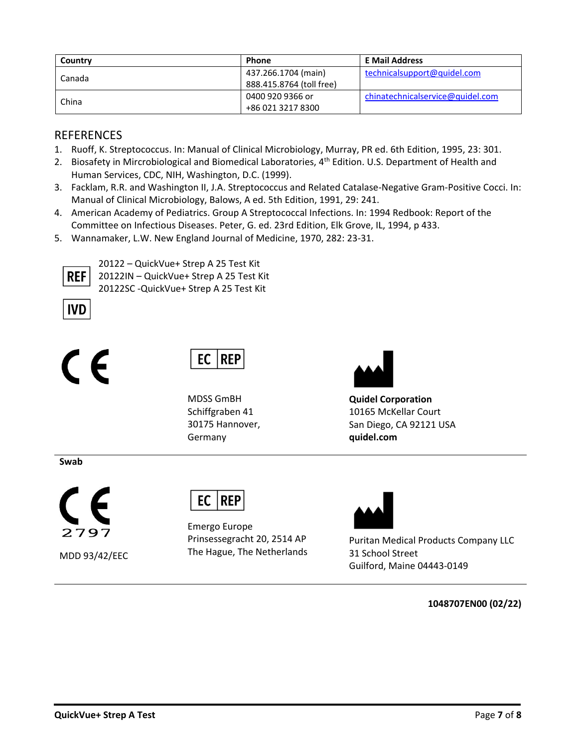| Country | Phone | E Mail Address |
|---|---|---|
| Canada | 437.266.1704 (main)<br>888.415.8764 (toll free) | technicalsupport@quidel.com |
| China | 0400 920 9366 or<br>+86 021 3217 8300 | chinatechnicalservice@quidel.com |

## REFERENCES

1. Ruoff, K. Streptococcus. In: Manual of Clinical Microbiology, Murray, PR ed. 6th Edition, 1995, 23: 301.
2. Biosafety in Mircrobiological and Biomedical Laboratories, 4th Edition. U.S. Department of Health and Human Services, CDC, NIH, Washington, D.C. (1999).
3. Facklam, R.R. and Washington II, J.A. Streptococcus and Related Catalase-Negative Gram-Positive Cocci. In: Manual of Clinical Microbiology, Balows, A ed. 5th Edition, 1991, 29: 241.
4. American Academy of Pediatrics. Group A Streptococcal Infections. In: 1994 Redbook: Report of the Committee on Infectious Diseases. Peter, G. ed. 23rd Edition, Elk Grove, IL, 1994, p 433.
5. Wannamaker, L.W. New England Journal of Medicine, 1970, 282: 23-31.

REF
20122 – QuickVue+ Strep A 25 Test Kit
20122IN – QuickVue+ Strep A 25 Test Kit
20122SC -QuickVue+ Strep A 25 Test Kit

IVD

CE

EC REP
MDSS GmBH
Schiffgraben 41
30175 Hannover,
Germany

**Quidel Corporation**
10165 McKellar Court
San Diego, CA 92121 USA
**quidel.com**

**Swab**

CE 2797
MDD 93/42/EEC

EC REP
Emergo Europe
Prinsessegracht 20, 2514 AP
The Hague, The Netherlands

Puritan Medical Products Company LLC
31 School Street
Guilford, Maine 04443-0149

**1048707EN00 (02/22)**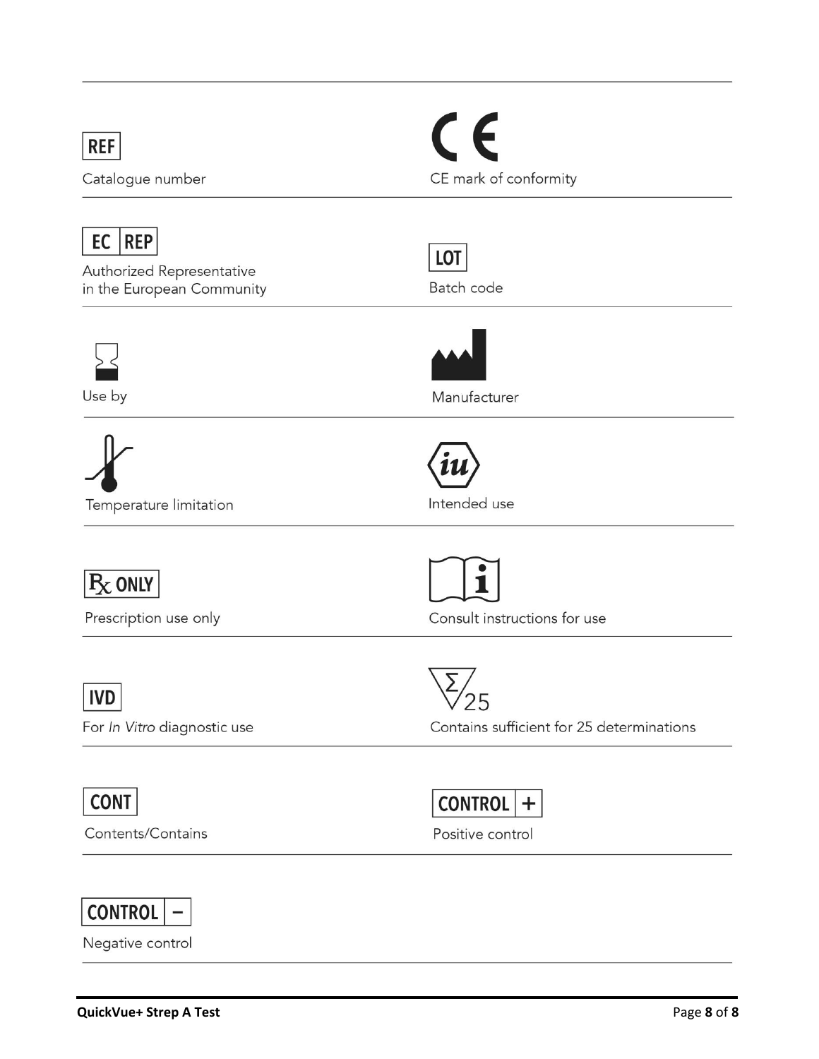| | |
|---|---|
| REF<br>Catalogue number | CE<br>CE mark of conformity |
| EC REP<br>Authorized Representative in the European Community | LOT<br>Batch code |
| Use by | Manufacturer |
| Temperature limitation | Intended use |
| Rx ONLY<br>Prescription use only | Consult instructions for use |
| IVD<br>For *In Vitro* diagnostic use | Σ 25<br>Contains sufficient for 25 determinations |
| CONT<br>Contents/Contains | CONTROL +<br>Positive control |
| CONTROL –<br>Negative control | |